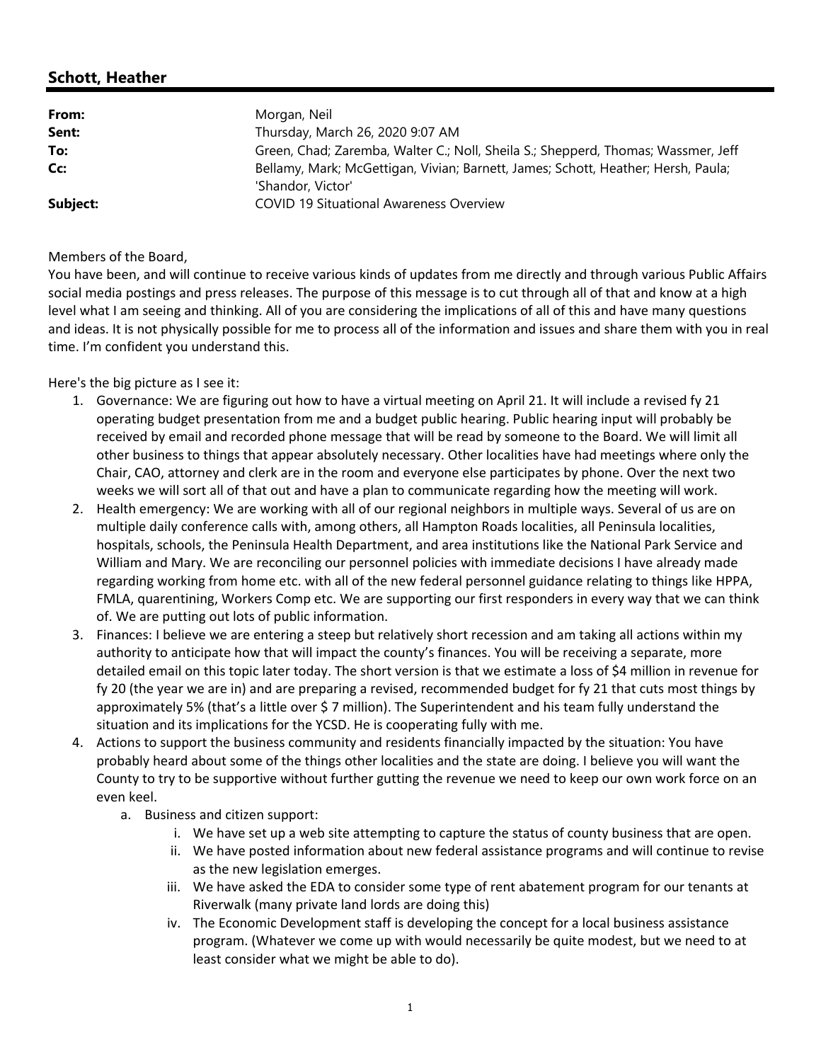## Schott, Heather

| | |
|---|---|
| **From:** | Morgan, Neil |
| **Sent:** | Thursday, March 26, 2020 9:07 AM |
| **To:** | Green, Chad; Zaremba, Walter C.; Noll, Sheila S.; Shepperd, Thomas; Wassmer, Jeff |
| **Cc:** | Bellamy, Mark; McGettigan, Vivian; Barnett, James; Schott, Heather; Hersh, Paula; 'Shandor, Victor' |
| **Subject:** | COVID 19 Situational Awareness Overview |

Members of the Board,

You have been, and will continue to receive various kinds of updates from me directly and through various Public Affairs social media postings and press releases. The purpose of this message is to cut through all of that and know at a high level what I am seeing and thinking. All of you are considering the implications of all of this and have many questions and ideas. It is not physically possible for me to process all of the information and issues and share them with you in real time. I'm confident you understand this.

Here's the big picture as I see it:

1. Governance: We are figuring out how to have a virtual meeting on April 21. It will include a revised fy 21 operating budget presentation from me and a budget public hearing. Public hearing input will probably be received by email and recorded phone message that will be read by someone to the Board. We will limit all other business to things that appear absolutely necessary. Other localities have had meetings where only the Chair, CAO, attorney and clerk are in the room and everyone else participates by phone. Over the next two weeks we will sort all of that out and have a plan to communicate regarding how the meeting will work.
2. Health emergency: We are working with all of our regional neighbors in multiple ways. Several of us are on multiple daily conference calls with, among others, all Hampton Roads localities, all Peninsula localities, hospitals, schools, the Peninsula Health Department, and area institutions like the National Park Service and William and Mary. We are reconciling our personnel policies with immediate decisions I have already made regarding working from home etc. with all of the new federal personnel guidance relating to things like HPPA, FMLA, quarentining, Workers Comp etc. We are supporting our first responders in every way that we can think of. We are putting out lots of public information.
3. Finances: I believe we are entering a steep but relatively short recession and am taking all actions within my authority to anticipate how that will impact the county's finances. You will be receiving a separate, more detailed email on this topic later today. The short version is that we estimate a loss of $4 million in revenue for fy 20 (the year we are in) and are preparing a revised, recommended budget for fy 21 that cuts most things by approximately 5% (that's a little over $ 7 million). The Superintendent and his team fully understand the situation and its implications for the YCSD. He is cooperating fully with me.
4. Actions to support the business community and residents financially impacted by the situation: You have probably heard about some of the things other localities and the state are doing. I believe you will want the County to try to be supportive without further gutting the revenue we need to keep our own work force on an even keel.
   a. Business and citizen support:
      i. We have set up a web site attempting to capture the status of county business that are open.
      ii. We have posted information about new federal assistance programs and will continue to revise as the new legislation emerges.
      iii. We have asked the EDA to consider some type of rent abatement program for our tenants at Riverwalk (many private land lords are doing this)
      iv. The Economic Development staff is developing the concept for a local business assistance program. (Whatever we come up with would necessarily be quite modest, but we need to at least consider what we might be able to do).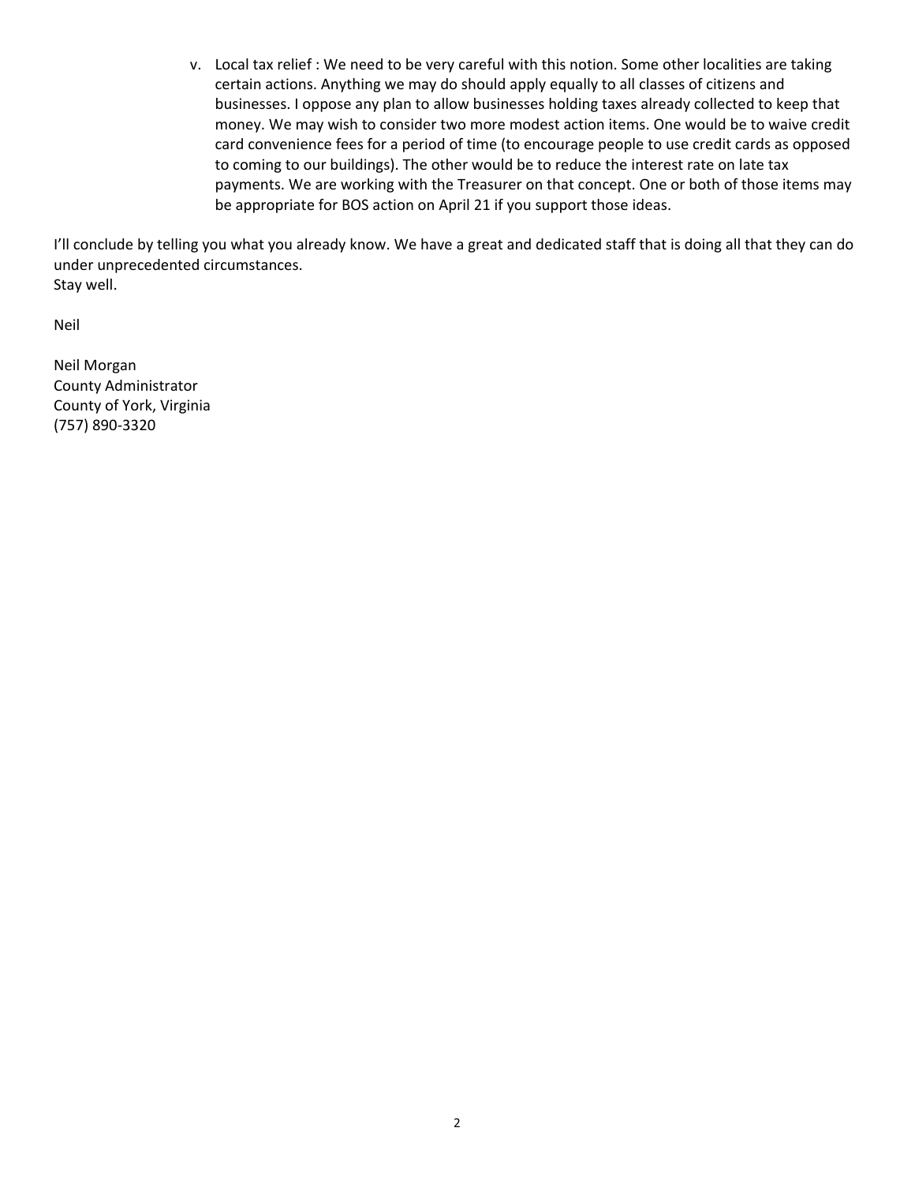v. Local tax relief : We need to be very careful with this notion. Some other localities are taking certain actions. Anything we may do should apply equally to all classes of citizens and businesses. I oppose any plan to allow businesses holding taxes already collected to keep that money. We may wish to consider two more modest action items. One would be to waive credit card convenience fees for a period of time (to encourage people to use credit cards as opposed to coming to our buildings). The other would be to reduce the interest rate on late tax payments. We are working with the Treasurer on that concept. One or both of those items may be appropriate for BOS action on April 21 if you support those ideas.

I'll conclude by telling you what you already know. We have a great and dedicated staff that is doing all that they can do under unprecedented circumstances.
Stay well.

Neil

Neil Morgan
County Administrator
County of York, Virginia
(757) 890-3320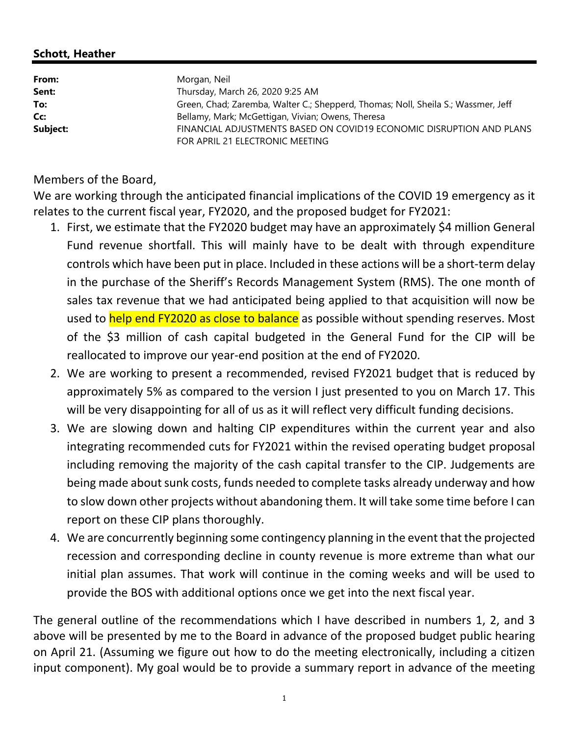**Schott, Heather**

| | |
|---|---|
| **From:** | Morgan, Neil |
| **Sent:** | Thursday, March 26, 2020 9:25 AM |
| **To:** | Green, Chad; Zaremba, Walter C.; Shepperd, Thomas; Noll, Sheila S.; Wassmer, Jeff |
| **Cc:** | Bellamy, Mark; McGettigan, Vivian; Owens, Theresa |
| **Subject:** | FINANCIAL ADJUSTMENTS BASED ON COVID19 ECONOMIC DISRUPTION AND PLANS FOR APRIL 21 ELECTRONIC MEETING |

Members of the Board,

We are working through the anticipated financial implications of the COVID 19 emergency as it relates to the current fiscal year, FY2020, and the proposed budget for FY2021:

1. First, we estimate that the FY2020 budget may have an approximately $4 million General Fund revenue shortfall. This will mainly have to be dealt with through expenditure controls which have been put in place. Included in these actions will be a short-term delay in the purchase of the Sheriff's Records Management System (RMS). The one month of sales tax revenue that we had anticipated being applied to that acquisition will now be used to help end FY2020 as close to balance as possible without spending reserves. Most of the $3 million of cash capital budgeted in the General Fund for the CIP will be reallocated to improve our year-end position at the end of FY2020.
2. We are working to present a recommended, revised FY2021 budget that is reduced by approximately 5% as compared to the version I just presented to you on March 17. This will be very disappointing for all of us as it will reflect very difficult funding decisions.
3. We are slowing down and halting CIP expenditures within the current year and also integrating recommended cuts for FY2021 within the revised operating budget proposal including removing the majority of the cash capital transfer to the CIP. Judgements are being made about sunk costs, funds needed to complete tasks already underway and how to slow down other projects without abandoning them. It will take some time before I can report on these CIP plans thoroughly.
4. We are concurrently beginning some contingency planning in the event that the projected recession and corresponding decline in county revenue is more extreme than what our initial plan assumes. That work will continue in the coming weeks and will be used to provide the BOS with additional options once we get into the next fiscal year.

The general outline of the recommendations which I have described in numbers 1, 2, and 3 above will be presented by me to the Board in advance of the proposed budget public hearing on April 21. (Assuming we figure out how to do the meeting electronically, including a citizen input component). My goal would be to provide a summary report in advance of the meeting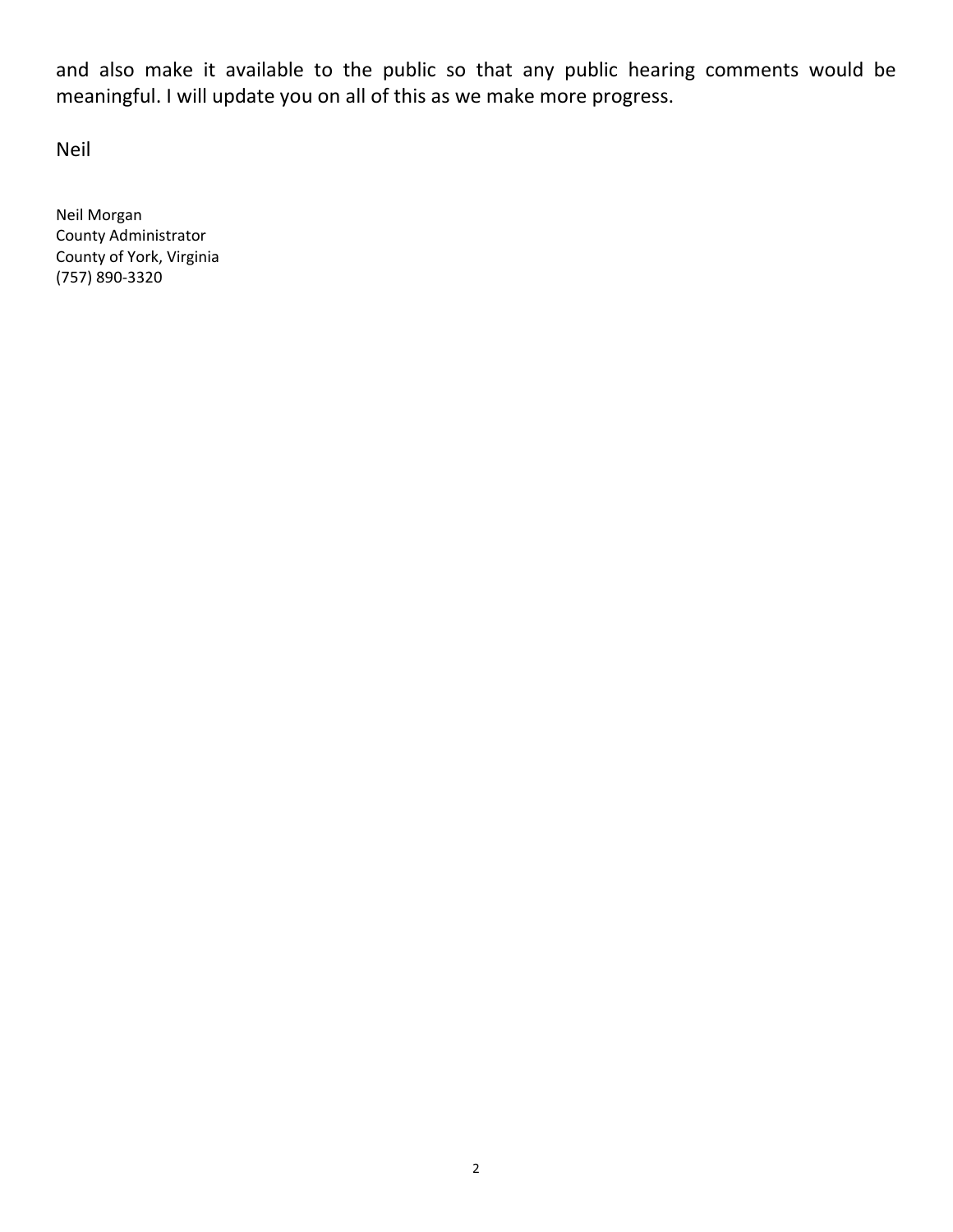and also make it available to the public so that any public hearing comments would be meaningful. I will update you on all of this as we make more progress.

Neil

Neil Morgan
County Administrator
County of York, Virginia
(757) 890-3320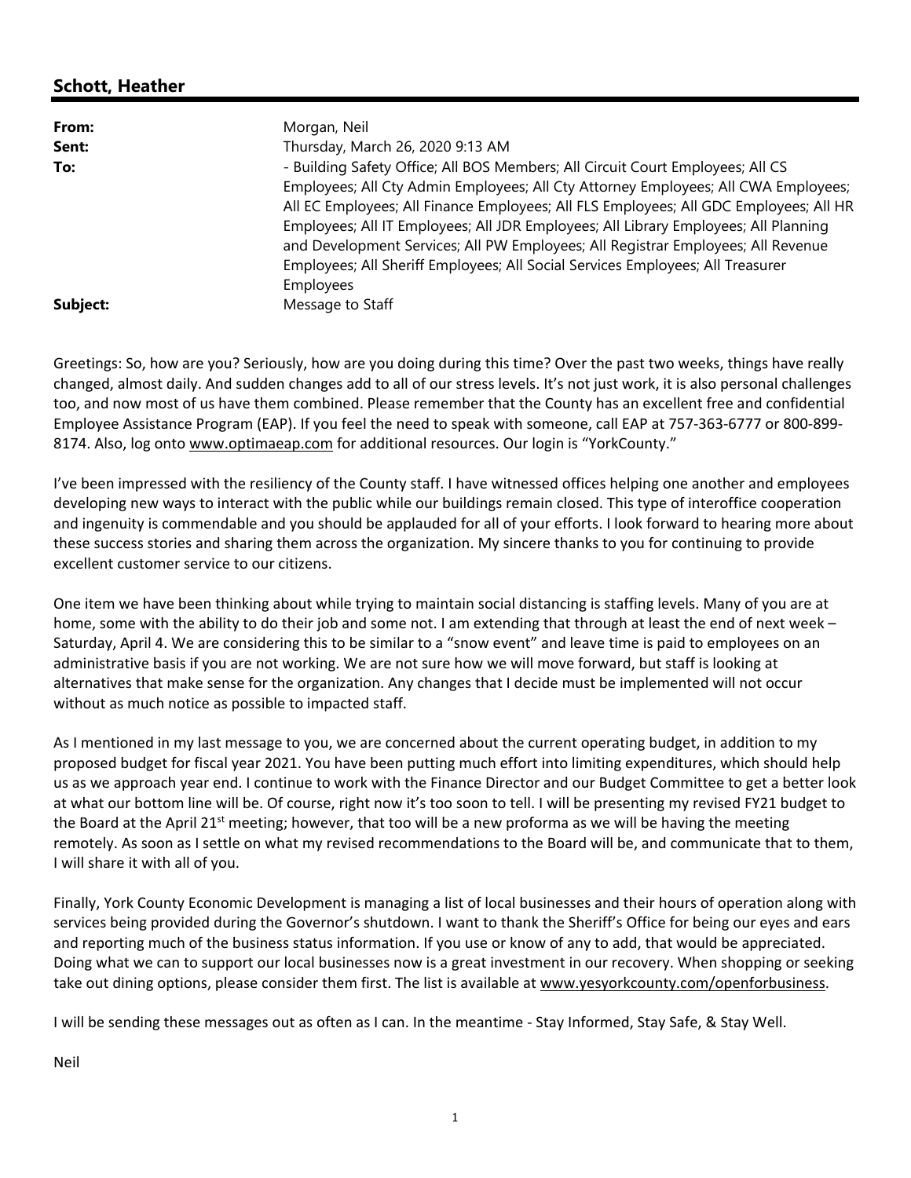## Schott, Heather

| | |
|---|---|
| **From:** | Morgan, Neil |
| **Sent:** | Thursday, March 26, 2020 9:13 AM |
| **To:** | - Building Safety Office; All BOS Members; All Circuit Court Employees; All CS Employees; All Cty Admin Employees; All Cty Attorney Employees; All CWA Employees; All EC Employees; All Finance Employees; All FLS Employees; All GDC Employees; All HR Employees; All IT Employees; All JDR Employees; All Library Employees; All Planning and Development Services; All PW Employees; All Registrar Employees; All Revenue Employees; All Sheriff Employees; All Social Services Employees; All Treasurer Employees |
| **Subject:** | Message to Staff |

Greetings: So, how are you? Seriously, how are you doing during this time? Over the past two weeks, things have really changed, almost daily. And sudden changes add to all of our stress levels. It's not just work, it is also personal challenges too, and now most of us have them combined. Please remember that the County has an excellent free and confidential Employee Assistance Program (EAP). If you feel the need to speak with someone, call EAP at 757-363-6777 or 800-899-8174. Also, log onto www.optimaeap.com for additional resources. Our login is "YorkCounty."

I've been impressed with the resiliency of the County staff. I have witnessed offices helping one another and employees developing new ways to interact with the public while our buildings remain closed. This type of interoffice cooperation and ingenuity is commendable and you should be applauded for all of your efforts. I look forward to hearing more about these success stories and sharing them across the organization. My sincere thanks to you for continuing to provide excellent customer service to our citizens.

One item we have been thinking about while trying to maintain social distancing is staffing levels. Many of you are at home, some with the ability to do their job and some not. I am extending that through at least the end of next week – Saturday, April 4. We are considering this to be similar to a "snow event" and leave time is paid to employees on an administrative basis if you are not working. We are not sure how we will move forward, but staff is looking at alternatives that make sense for the organization. Any changes that I decide must be implemented will not occur without as much notice as possible to impacted staff.

As I mentioned in my last message to you, we are concerned about the current operating budget, in addition to my proposed budget for fiscal year 2021. You have been putting much effort into limiting expenditures, which should help us as we approach year end. I continue to work with the Finance Director and our Budget Committee to get a better look at what our bottom line will be. Of course, right now it's too soon to tell. I will be presenting my revised FY21 budget to the Board at the April 21st meeting; however, that too will be a new proforma as we will be having the meeting remotely. As soon as I settle on what my revised recommendations to the Board will be, and communicate that to them, I will share it with all of you.

Finally, York County Economic Development is managing a list of local businesses and their hours of operation along with services being provided during the Governor's shutdown. I want to thank the Sheriff's Office for being our eyes and ears and reporting much of the business status information. If you use or know of any to add, that would be appreciated. Doing what we can to support our local businesses now is a great investment in our recovery. When shopping or seeking take out dining options, please consider them first. The list is available at www.yesyorkcounty.com/openforbusiness.

I will be sending these messages out as often as I can. In the meantime - Stay Informed, Stay Safe, & Stay Well.

Neil